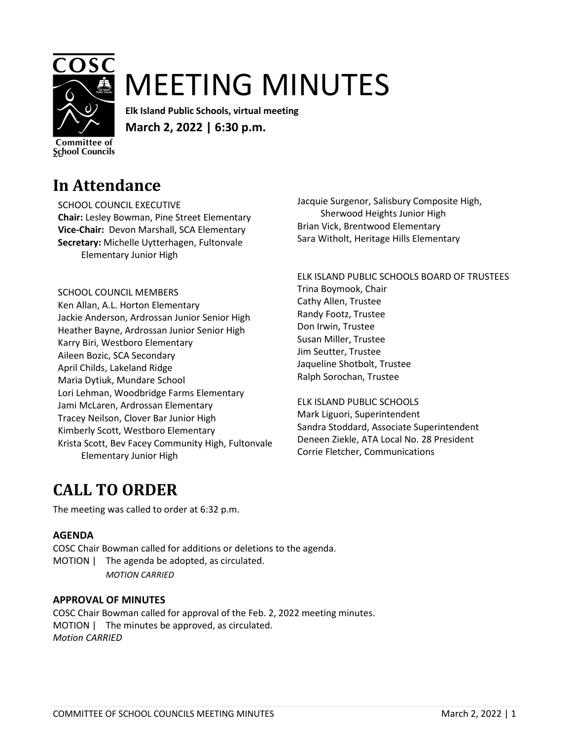# MEETING MINUTES

**Elk Island Public Schools, virtual meeting**

**March 2, 2022 | 6:30 p.m.**

## In Attendance

SCHOOL COUNCIL EXECUTIVE
**Chair:** Lesley Bowman, Pine Street Elementary
**Vice-Chair:** Devon Marshall, SCA Elementary
**Secretary:** Michelle Uytterhagen, Fultonvale Elementary Junior High

SCHOOL COUNCIL MEMBERS
Ken Allan, A.L. Horton Elementary
Jackie Anderson, Ardrossan Junior Senior High
Heather Bayne, Ardrossan Junior Senior High
Karry Biri, Westboro Elementary
Aileen Bozic, SCA Secondary
April Childs, Lakeland Ridge
Maria Dytiuk, Mundare School
Lori Lehman, Woodbridge Farms Elementary
Jami McLaren, Ardrossan Elementary
Tracey Neilson, Clover Bar Junior High
Kimberly Scott, Westboro Elementary
Krista Scott, Bev Facey Community High, Fultonvale Elementary Junior High
Jacquie Surgenor, Salisbury Composite High, Sherwood Heights Junior High
Brian Vick, Brentwood Elementary
Sara Witholt, Heritage Hills Elementary

ELK ISLAND PUBLIC SCHOOLS BOARD OF TRUSTEES
Trina Boymook, Chair
Cathy Allen, Trustee
Randy Footz, Trustee
Don Irwin, Trustee
Susan Miller, Trustee
Jim Seutter, Trustee
Jaqueline Shotbolt, Trustee
Ralph Sorochan, Trustee

ELK ISLAND PUBLIC SCHOOLS
Mark Liguori, Superintendent
Sandra Stoddard, Associate Superintendent
Deneen Ziekle, ATA Local No. 28 President
Corrie Fletcher, Communications

## CALL TO ORDER

The meeting was called to order at 6:32 p.m.

### AGENDA

COSC Chair Bowman called for additions or deletions to the agenda.

MOTION | The agenda be adopted, as circulated.
*MOTION CARRIED*

### APPROVAL OF MINUTES

COSC Chair Bowman called for approval of the Feb. 2, 2022 meeting minutes.

MOTION | The minutes be approved, as circulated.
*Motion CARRIED*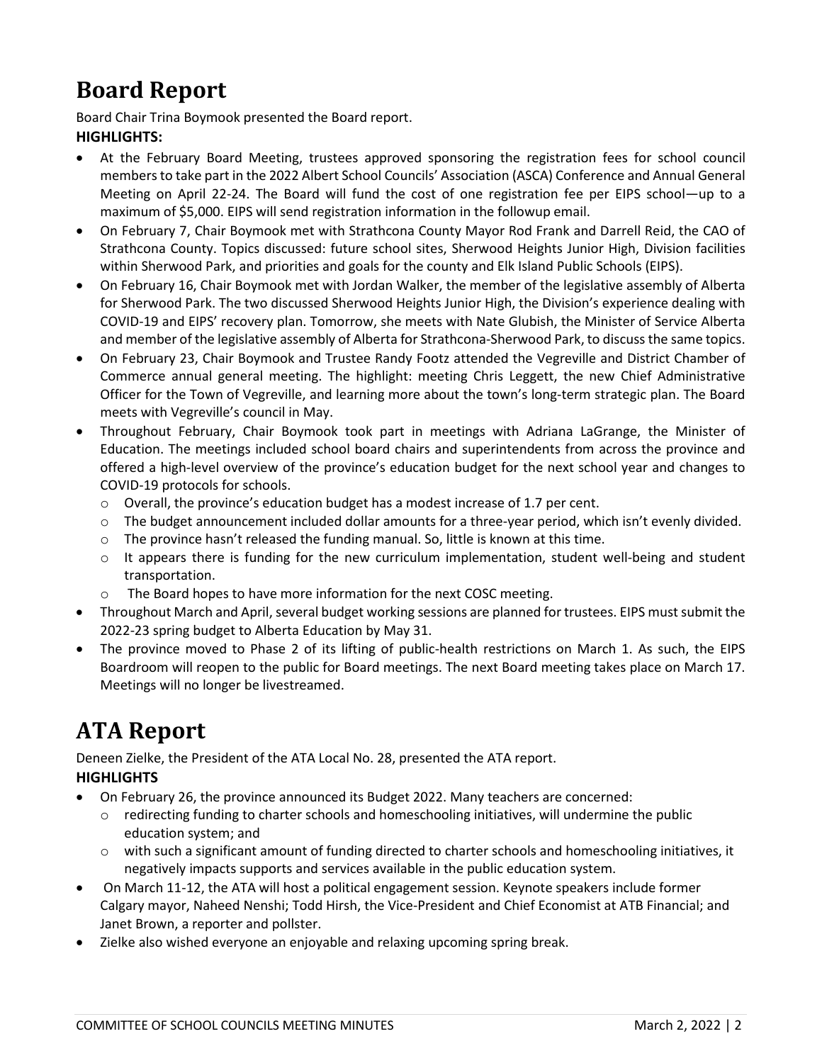# Board Report

Board Chair Trina Boymook presented the Board report.

**HIGHLIGHTS:**

- At the February Board Meeting, trustees approved sponsoring the registration fees for school council members to take part in the 2022 Albert School Councils' Association (ASCA) Conference and Annual General Meeting on April 22-24. The Board will fund the cost of one registration fee per EIPS school—up to a maximum of $5,000. EIPS will send registration information in the followup email.
- On February 7, Chair Boymook met with Strathcona County Mayor Rod Frank and Darrell Reid, the CAO of Strathcona County. Topics discussed: future school sites, Sherwood Heights Junior High, Division facilities within Sherwood Park, and priorities and goals for the county and Elk Island Public Schools (EIPS).
- On February 16, Chair Boymook met with Jordan Walker, the member of the legislative assembly of Alberta for Sherwood Park. The two discussed Sherwood Heights Junior High, the Division's experience dealing with COVID-19 and EIPS' recovery plan. Tomorrow, she meets with Nate Glubish, the Minister of Service Alberta and member of the legislative assembly of Alberta for Strathcona-Sherwood Park, to discuss the same topics.
- On February 23, Chair Boymook and Trustee Randy Footz attended the Vegreville and District Chamber of Commerce annual general meeting. The highlight: meeting Chris Leggett, the new Chief Administrative Officer for the Town of Vegreville, and learning more about the town's long-term strategic plan. The Board meets with Vegreville's council in May.
- Throughout February, Chair Boymook took part in meetings with Adriana LaGrange, the Minister of Education. The meetings included school board chairs and superintendents from across the province and offered a high-level overview of the province's education budget for the next school year and changes to COVID-19 protocols for schools.
  - Overall, the province's education budget has a modest increase of 1.7 per cent.
  - The budget announcement included dollar amounts for a three-year period, which isn't evenly divided.
  - The province hasn't released the funding manual. So, little is known at this time.
  - It appears there is funding for the new curriculum implementation, student well-being and student transportation.
  - The Board hopes to have more information for the next COSC meeting.
- Throughout March and April, several budget working sessions are planned for trustees. EIPS must submit the 2022-23 spring budget to Alberta Education by May 31.
- The province moved to Phase 2 of its lifting of public-health restrictions on March 1. As such, the EIPS Boardroom will reopen to the public for Board meetings. The next Board meeting takes place on March 17. Meetings will no longer be livestreamed.

# ATA Report

Deneen Zielke, the President of the ATA Local No. 28, presented the ATA report.

**HIGHLIGHTS**

- On February 26, the province announced its Budget 2022. Many teachers are concerned:
  - redirecting funding to charter schools and homeschooling initiatives, will undermine the public education system; and
  - with such a significant amount of funding directed to charter schools and homeschooling initiatives, it negatively impacts supports and services available in the public education system.
- On March 11-12, the ATA will host a political engagement session. Keynote speakers include former Calgary mayor, Naheed Nenshi; Todd Hirsh, the Vice-President and Chief Economist at ATB Financial; and Janet Brown, a reporter and pollster.
- Zielke also wished everyone an enjoyable and relaxing upcoming spring break.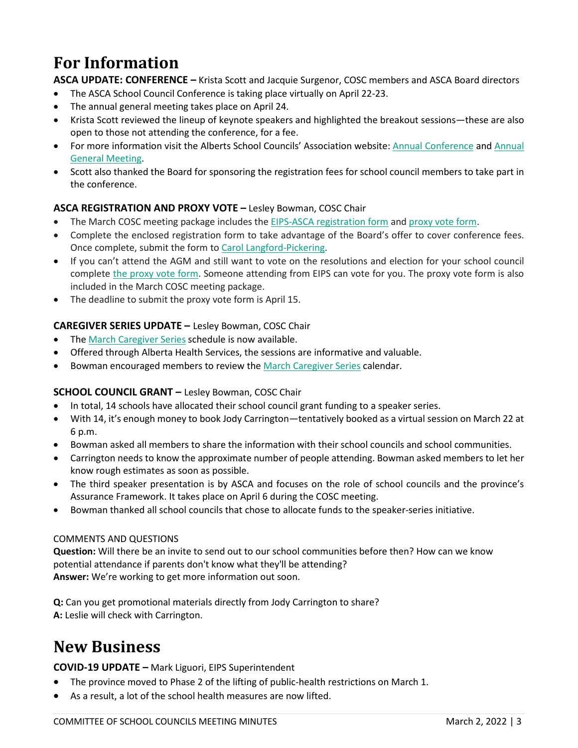# For Information

**ASCA UPDATE: CONFERENCE –** Krista Scott and Jacquie Surgenor, COSC members and ASCA Board directors

- The ASCA School Council Conference is taking place virtually on April 22-23.
- The annual general meeting takes place on April 24.
- Krista Scott reviewed the lineup of keynote speakers and highlighted the breakout sessions—these are also open to those not attending the conference, for a fee.
- For more information visit the Alberts School Councils' Association website: Annual Conference and Annual General Meeting.
- Scott also thanked the Board for sponsoring the registration fees for school council members to take part in the conference.

**ASCA REGISTRATION AND PROXY VOTE –** Lesley Bowman, COSC Chair

- The March COSC meeting package includes the EIPS-ASCA registration form and proxy vote form.
- Complete the enclosed registration form to take advantage of the Board's offer to cover conference fees. Once complete, submit the form to Carol Langford-Pickering.
- If you can't attend the AGM and still want to vote on the resolutions and election for your school council complete the proxy vote form. Someone attending from EIPS can vote for you. The proxy vote form is also included in the March COSC meeting package.
- The deadline to submit the proxy vote form is April 15.

**CAREGIVER SERIES UPDATE –** Lesley Bowman, COSC Chair

- The March Caregiver Series schedule is now available.
- Offered through Alberta Health Services, the sessions are informative and valuable.
- Bowman encouraged members to review the March Caregiver Series calendar.

**SCHOOL COUNCIL GRANT –** Lesley Bowman, COSC Chair

- In total, 14 schools have allocated their school council grant funding to a speaker series.
- With 14, it's enough money to book Jody Carrington—tentatively booked as a virtual session on March 22 at 6 p.m.
- Bowman asked all members to share the information with their school councils and school communities.
- Carrington needs to know the approximate number of people attending. Bowman asked members to let her know rough estimates as soon as possible.
- The third speaker presentation is by ASCA and focuses on the role of school councils and the province's Assurance Framework. It takes place on April 6 during the COSC meeting.
- Bowman thanked all school councils that chose to allocate funds to the speaker-series initiative.

COMMENTS AND QUESTIONS

**Question:** Will there be an invite to send out to our school communities before then? How can we know potential attendance if parents don't know what they'll be attending?
**Answer:** We're working to get more information out soon.

**Q:** Can you get promotional materials directly from Jody Carrington to share?
**A:** Leslie will check with Carrington.

# New Business

**COVID-19 UPDATE –** Mark Liguori, EIPS Superintendent

- The province moved to Phase 2 of the lifting of public-health restrictions on March 1.
- As a result, a lot of the school health measures are now lifted.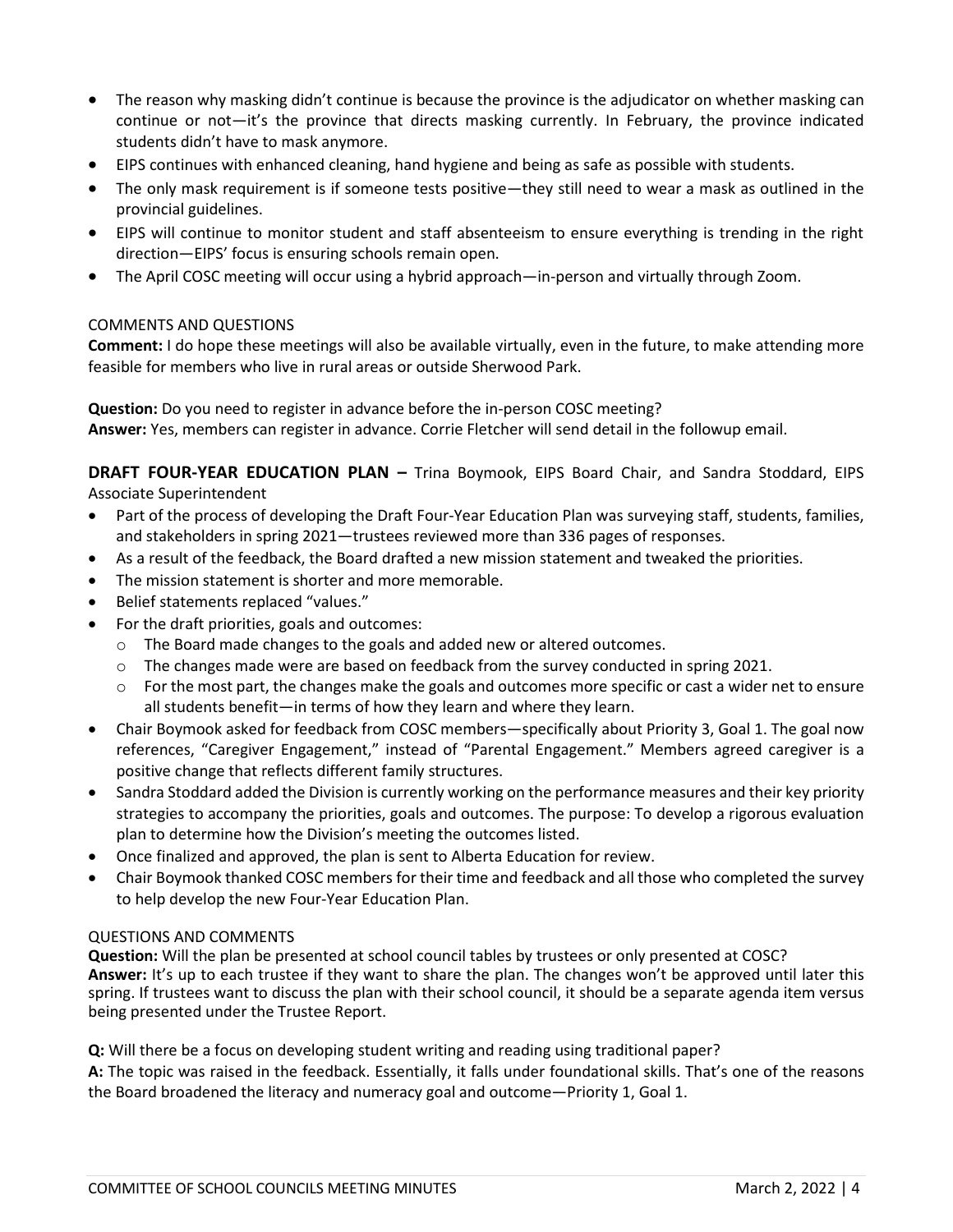- The reason why masking didn't continue is because the province is the adjudicator on whether masking can continue or not—it's the province that directs masking currently. In February, the province indicated students didn't have to mask anymore.
- EIPS continues with enhanced cleaning, hand hygiene and being as safe as possible with students.
- The only mask requirement is if someone tests positive—they still need to wear a mask as outlined in the provincial guidelines.
- EIPS will continue to monitor student and staff absenteeism to ensure everything is trending in the right direction—EIPS' focus is ensuring schools remain open.
- The April COSC meeting will occur using a hybrid approach—in-person and virtually through Zoom.

COMMENTS AND QUESTIONS

**Comment:** I do hope these meetings will also be available virtually, even in the future, to make attending more feasible for members who live in rural areas or outside Sherwood Park.

**Question:** Do you need to register in advance before the in-person COSC meeting?
**Answer:** Yes, members can register in advance. Corrie Fletcher will send detail in the followup email.

**DRAFT FOUR-YEAR EDUCATION PLAN –** Trina Boymook, EIPS Board Chair, and Sandra Stoddard, EIPS Associate Superintendent

- Part of the process of developing the Draft Four-Year Education Plan was surveying staff, students, families, and stakeholders in spring 2021—trustees reviewed more than 336 pages of responses.
- As a result of the feedback, the Board drafted a new mission statement and tweaked the priorities.
- The mission statement is shorter and more memorable.
- Belief statements replaced "values."
- For the draft priorities, goals and outcomes:
  - The Board made changes to the goals and added new or altered outcomes.
  - The changes made were are based on feedback from the survey conducted in spring 2021.
  - For the most part, the changes make the goals and outcomes more specific or cast a wider net to ensure all students benefit—in terms of how they learn and where they learn.
- Chair Boymook asked for feedback from COSC members—specifically about Priority 3, Goal 1. The goal now references, "Caregiver Engagement," instead of "Parental Engagement." Members agreed caregiver is a positive change that reflects different family structures.
- Sandra Stoddard added the Division is currently working on the performance measures and their key priority strategies to accompany the priorities, goals and outcomes. The purpose: To develop a rigorous evaluation plan to determine how the Division's meeting the outcomes listed.
- Once finalized and approved, the plan is sent to Alberta Education for review.
- Chair Boymook thanked COSC members for their time and feedback and all those who completed the survey to help develop the new Four-Year Education Plan.

QUESTIONS AND COMMENTS

**Question:** Will the plan be presented at school council tables by trustees or only presented at COSC?
**Answer:** It's up to each trustee if they want to share the plan. The changes won't be approved until later this spring. If trustees want to discuss the plan with their school council, it should be a separate agenda item versus being presented under the Trustee Report.

**Q:** Will there be a focus on developing student writing and reading using traditional paper?
**A:** The topic was raised in the feedback. Essentially, it falls under foundational skills. That's one of the reasons the Board broadened the literacy and numeracy goal and outcome—Priority 1, Goal 1.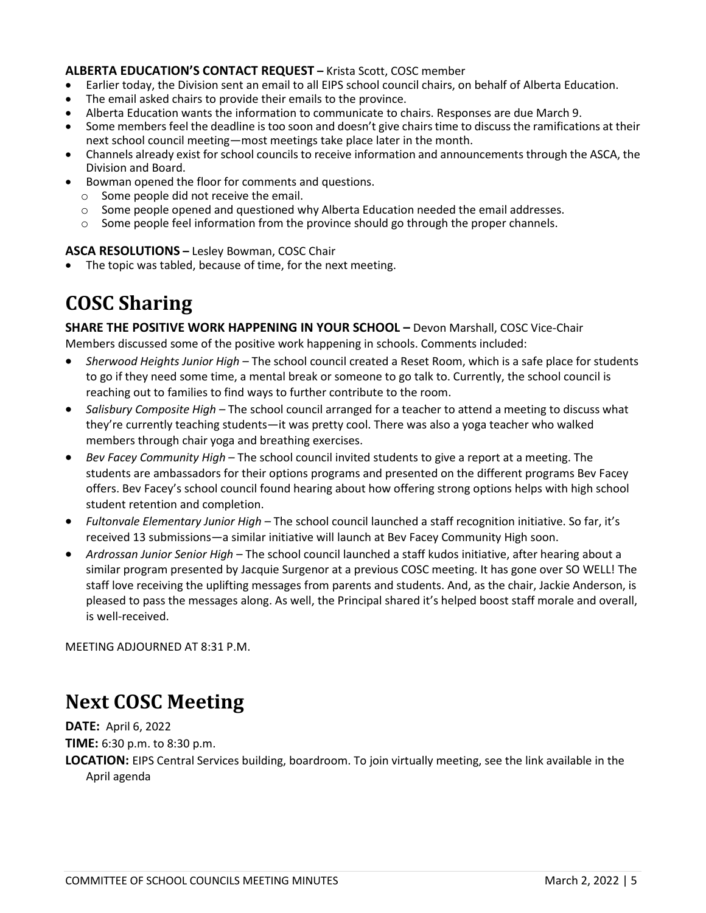**ALBERTA EDUCATION'S CONTACT REQUEST –** Krista Scott, COSC member

- Earlier today, the Division sent an email to all EIPS school council chairs, on behalf of Alberta Education.
- The email asked chairs to provide their emails to the province.
- Alberta Education wants the information to communicate to chairs. Responses are due March 9.
- Some members feel the deadline is too soon and doesn't give chairs time to discuss the ramifications at their next school council meeting—most meetings take place later in the month.
- Channels already exist for school councils to receive information and announcements through the ASCA, the Division and Board.
- Bowman opened the floor for comments and questions.
  - Some people did not receive the email.
  - Some people opened and questioned why Alberta Education needed the email addresses.
  - Some people feel information from the province should go through the proper channels.

**ASCA RESOLUTIONS –** Lesley Bowman, COSC Chair

- The topic was tabled, because of time, for the next meeting.

# COSC Sharing

**SHARE THE POSITIVE WORK HAPPENING IN YOUR SCHOOL –** Devon Marshall, COSC Vice-Chair

Members discussed some of the positive work happening in schools. Comments included:

- *Sherwood Heights Junior High* – The school council created a Reset Room, which is a safe place for students to go if they need some time, a mental break or someone to go talk to. Currently, the school council is reaching out to families to find ways to further contribute to the room.
- *Salisbury Composite High* – The school council arranged for a teacher to attend a meeting to discuss what they're currently teaching students—it was pretty cool. There was also a yoga teacher who walked members through chair yoga and breathing exercises.
- *Bev Facey Community High* – The school council invited students to give a report at a meeting. The students are ambassadors for their options programs and presented on the different programs Bev Facey offers. Bev Facey's school council found hearing about how offering strong options helps with high school student retention and completion.
- *Fultonvale Elementary Junior High* – The school council launched a staff recognition initiative. So far, it's received 13 submissions—a similar initiative will launch at Bev Facey Community High soon.
- *Ardrossan Junior Senior High* – The school council launched a staff kudos initiative, after hearing about a similar program presented by Jacquie Surgenor at a previous COSC meeting. It has gone over SO WELL! The staff love receiving the uplifting messages from parents and students. And, as the chair, Jackie Anderson, is pleased to pass the messages along. As well, the Principal shared it's helped boost staff morale and overall, is well-received.

MEETING ADJOURNED AT 8:31 P.M.

# Next COSC Meeting

**DATE:** April 6, 2022

**TIME:** 6:30 p.m. to 8:30 p.m.

**LOCATION:** EIPS Central Services building, boardroom. To join virtually meeting, see the link available in the April agenda